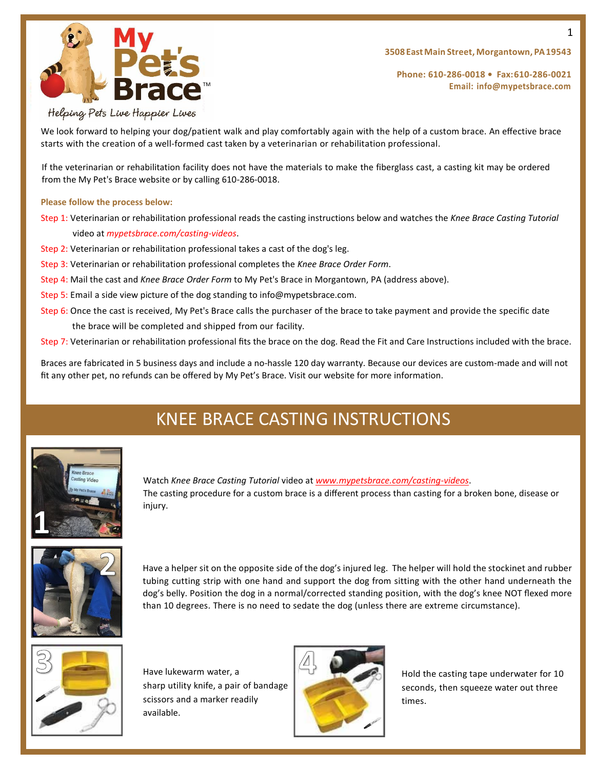My Pet's Brace™

Helping Pets Live Happier Lives

3508 East Main Street, Morgantown, PA 19543

Phone: 610-286-0018 • Fax: 610-286-0021
Email: info@mypetsbrace.com

We look forward to helping your dog/patient walk and play comfortably again with the help of a custom brace. An effective brace starts with the creation of a well-formed cast taken by a veterinarian or rehabilitation professional.

If the veterinarian or rehabilitation facility does not have the materials to make the fiberglass cast, a casting kit may be ordered from the My Pet's Brace website or by calling 610-286-0018.

**Please follow the process below:**

Step 1: Veterinarian or rehabilitation professional reads the casting instructions below and watches the *Knee Brace Casting Tutorial* video at *mypetsbrace.com/casting-videos*.

Step 2: Veterinarian or rehabilitation professional takes a cast of the dog's leg.

Step 3: Veterinarian or rehabilitation professional completes the *Knee Brace Order Form*.

Step 4: Mail the cast and *Knee Brace Order Form* to My Pet's Brace in Morgantown, PA (address above).

Step 5: Email a side view picture of the dog standing to info@mypetsbrace.com.

Step 6: Once the cast is received, My Pet's Brace calls the purchaser of the brace to take payment and provide the specific date the brace will be completed and shipped from our facility.

Step 7: Veterinarian or rehabilitation professional fits the brace on the dog. Read the Fit and Care Instructions included with the brace.

Braces are fabricated in 5 business days and include a no-hassle 120 day warranty. Because our devices are custom-made and will not fit any other pet, no refunds can be offered by My Pet's Brace. Visit our website for more information.

## KNEE BRACE CASTING INSTRUCTIONS

1. Watch *Knee Brace Casting Tutorial* video at *www.mypetsbrace.com/casting-videos*.
The casting procedure for a custom brace is a different process than casting for a broken bone, disease or injury.

2. Have a helper sit on the opposite side of the dog's injured leg. The helper will hold the stockinet and rubber tubing cutting strip with one hand and support the dog from sitting with the other hand underneath the dog's belly. Position the dog in a normal/corrected standing position, with the dog's knee NOT flexed more than 10 degrees. There is no need to sedate the dog (unless there are extreme circumstance).

3. Have lukewarm water, a sharp utility knife, a pair of bandage scissors and a marker readily available.

4. Hold the casting tape underwater for 10 seconds, then squeeze water out three times.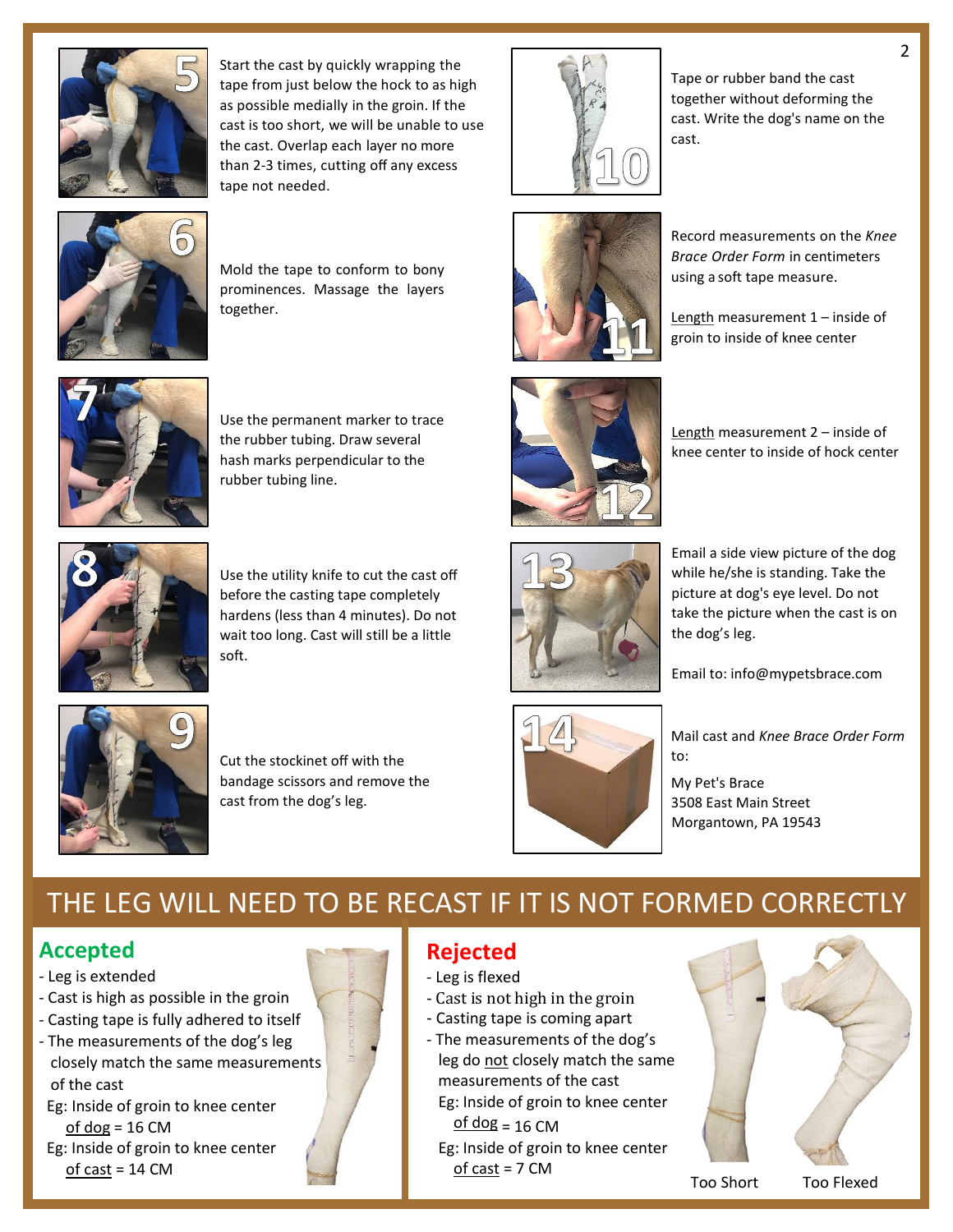5. Start the cast by quickly wrapping the tape from just below the hock to as high as possible medially in the groin. If the cast is too short, we will be unable to use the cast. Overlap each layer no more than 2-3 times, cutting off any excess tape not needed.

6. Mold the tape to conform to bony prominences. Massage the layers together.

7. Use the permanent marker to trace the rubber tubing. Draw several hash marks perpendicular to the rubber tubing line.

8. Use the utility knife to cut the cast off before the casting tape completely hardens (less than 4 minutes). Do not wait too long. Cast will still be a little soft.

9. Cut the stockinet off with the bandage scissors and remove the cast from the dog's leg.

10. Tape or rubber band the cast together without deforming the cast. Write the dog's name on the cast.

11. Record measurements on the *Knee Brace Order Form* in centimeters using a soft tape measure.

    Length measurement 1 – inside of groin to inside of knee center

12. Length measurement 2 – inside of knee center to inside of hock center

13. Email a side view picture of the dog while he/she is standing. Take the picture at dog's eye level. Do not take the picture when the cast is on the dog's leg.

    Email to: info@mypetsbrace.com

14. Mail cast and *Knee Brace Order Form* to:

    My Pet's Brace
    3508 East Main Street
    Morgantown, PA 19543

## THE LEG WILL NEED TO BE RECAST IF IT IS NOT FORMED CORRECTLY

### Accepted

- Leg is extended
- Cast is high as possible in the groin
- Casting tape is fully adhered to itself
- The measurements of the dog's leg closely match the same measurements of the cast
  - Eg: Inside of groin to knee center of dog = 16 CM
  - Eg: Inside of groin to knee center of cast = 14 CM

### Rejected

- Leg is flexed
- Cast is not high in the groin
- Casting tape is coming apart
- The measurements of the dog's leg do not closely match the same measurements of the cast
  - Eg: Inside of groin to knee center of dog = 16 CM
  - Eg: Inside of groin to knee center of cast = 7 CM

Too Short

Too Flexed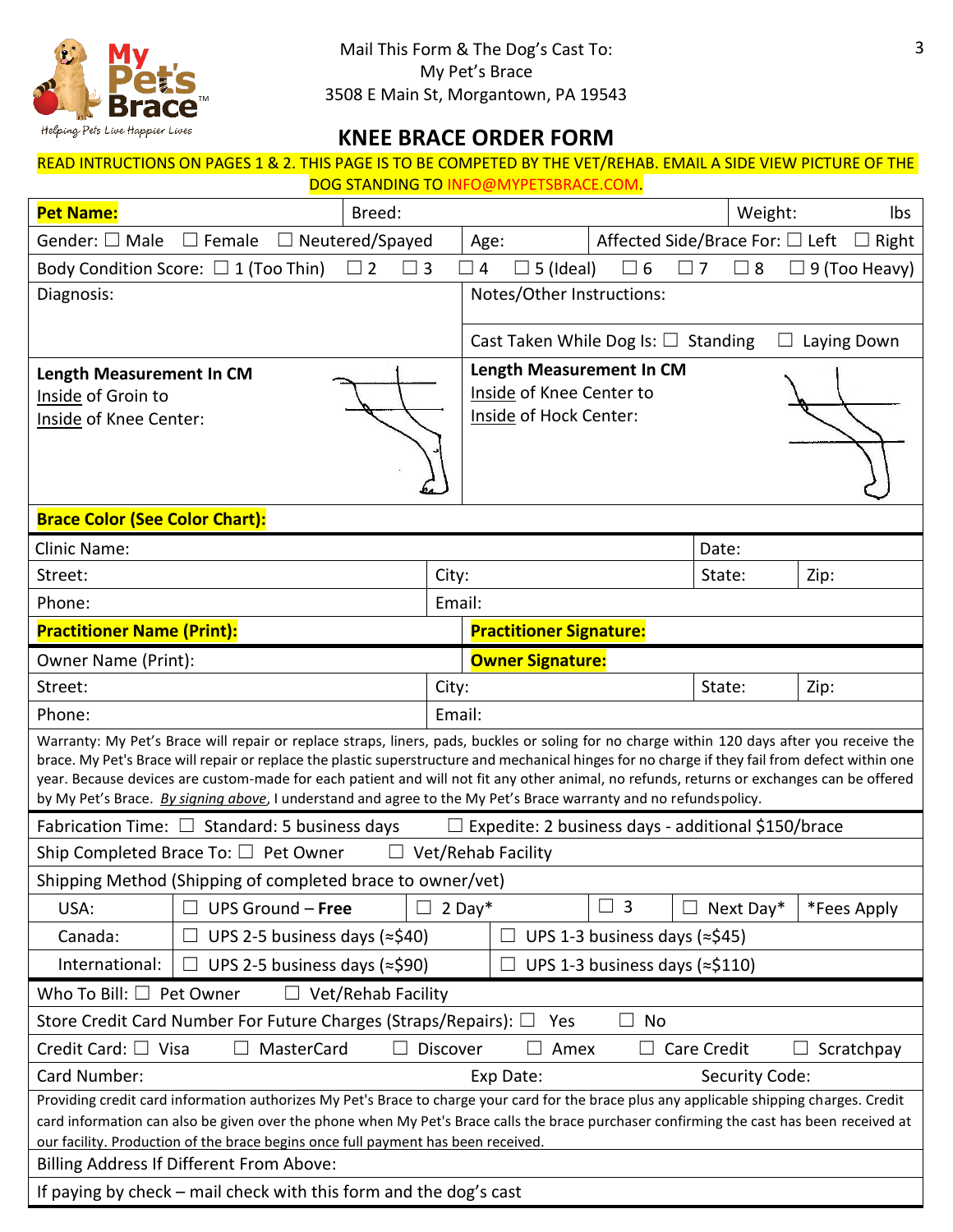Mail This Form & The Dog's Cast To:
My Pet's Brace
3508 E Main St, Morgantown, PA 19543

# KNEE BRACE ORDER FORM

READ INTRUCTIONS ON PAGES 1 & 2. THIS PAGE IS TO BE COMPETED BY THE VET/REHAB. EMAIL A SIDE VIEW PICTURE OF THE DOG STANDING TO INFO@MYPETSBRACE.COM.

| | | |
|---|---|---|
| **Pet Name:** | Breed: | Weight: lbs |
| Gender: ☐ Male ☐ Female ☐ Neutered/Spayed | Age: | Affected Side/Brace For: ☐ Left ☐ Right |
| Body Condition Score: ☐ 1 (Too Thin) ☐ 2 ☐ 3 ☐ 4 ☐ 5 (Ideal) ☐ 6 ☐ 7 ☐ 8 ☐ 9 (Too Heavy) | | |
| Diagnosis: | Notes/Other Instructions: | |
| | Cast Taken While Dog Is: ☐ Standing ☐ Laying Down | |
| **Length Measurement In CM** Inside of Groin to Inside of Knee Center: | **Length Measurement In CM** Inside of Knee Center to Inside of Hock Center: | |
| **Brace Color (See Color Chart):** | | |

| | | | | |
|---|---|---|---|---|
| Clinic Name: | | Date: | | |
| Street: | City: | State: | Zip: | |
| Phone: | Email: | | | |
| **Practitioner Name (Print):** | **Practitioner Signature:** | | | |
| Owner Name (Print): | **Owner Signature:** | | | |
| Street: | City: | State: | Zip: | |
| Phone: | Email: | | | |

Warranty: My Pet's Brace will repair or replace straps, liners, pads, buckles or soling for no charge within 120 days after you receive the brace. My Pet's Brace will repair or replace the plastic superstructure and mechanical hinges for no charge if they fail from defect within one year. Because devices are custom-made for each patient and will not fit any other animal, no refunds, returns or exchanges can be offered by My Pet's Brace. *By signing above*, I understand and agree to the My Pet's Brace warranty and no refunds policy.

Fabrication Time: ☐ Standard: 5 business days ☐ Expedite: 2 business days - additional $150/brace

Ship Completed Brace To: ☐ Pet Owner ☐ Vet/Rehab Facility

Shipping Method (Shipping of completed brace to owner/vet)

| | | | | | |
|---|---|---|---|---|---|
| USA: | ☐ UPS Ground – **Free** | ☐ 2 Day* | ☐ 3 | ☐ Next Day* | *Fees Apply |
| Canada: | ☐ UPS 2-5 business days (≈$40) | ☐ UPS 1-3 business days (≈$45) | | | |
| International: | ☐ UPS 2-5 business days (≈$90) | ☐ UPS 1-3 business days (≈$110) | | | |

Who To Bill: ☐ Pet Owner ☐ Vet/Rehab Facility

Store Credit Card Number For Future Charges (Straps/Repairs): ☐ Yes ☐ No

Credit Card: ☐ Visa ☐ MasterCard ☐ Discover ☐ Amex ☐ Care Credit ☐ Scratchpay

Card Number: Exp Date: Security Code:

Providing credit card information authorizes My Pet's Brace to charge your card for the brace plus any applicable shipping charges. Credit card information can also be given over the phone when My Pet's Brace calls the brace purchaser confirming the cast has been received at our facility. Production of the brace begins once full payment has been received.

Billing Address If Different From Above:

If paying by check – mail check with this form and the dog's cast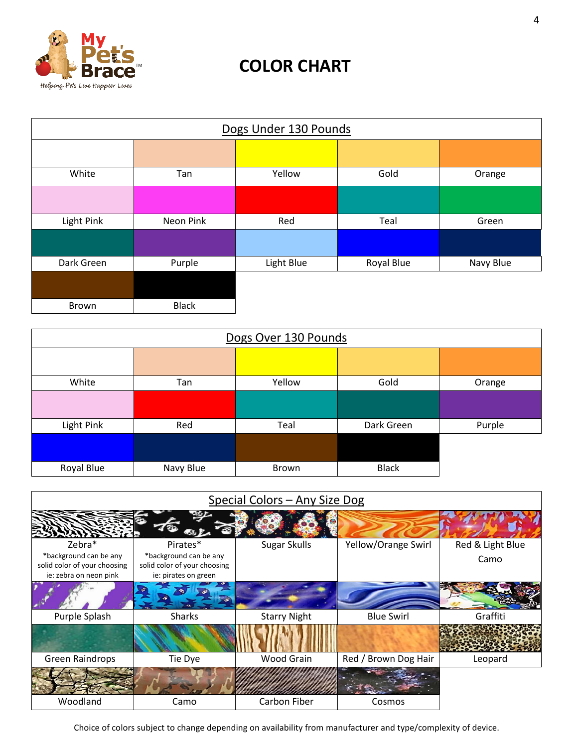# COLOR CHART

## Dogs Under 130 Pounds

| | | | | |
|---|---|---|---|---|
| White | Tan | Yellow | Gold | Orange |
| Light Pink | Neon Pink | Red | Teal | Green |
| Dark Green | Purple | Light Blue | Royal Blue | Navy Blue |
| Brown | Black | | | |

## Dogs Over 130 Pounds

| | | | | |
|---|---|---|---|---|
| White | Tan | Yellow | Gold | Orange |
| Light Pink | Red | Teal | Dark Green | Purple |
| Royal Blue | Navy Blue | Brown | Black | |

## Special Colors – Any Size Dog

| | | | | |
|---|---|---|---|---|
| Zebra* *background can be any solid color of your choosing ie: zebra on neon pink | Pirates* *background can be any solid color of your choosing ie: pirates on green | Sugar Skulls | Yellow/Orange Swirl | Red & Light Blue Camo |
| Purple Splash | Sharks | Starry Night | Blue Swirl | Graffiti |
| Green Raindrops | Tie Dye | Wood Grain | Red / Brown Dog Hair | Leopard |
| Woodland | Camo | Carbon Fiber | Cosmos | |

Choice of colors subject to change depending on availability from manufacturer and type/complexity of device.